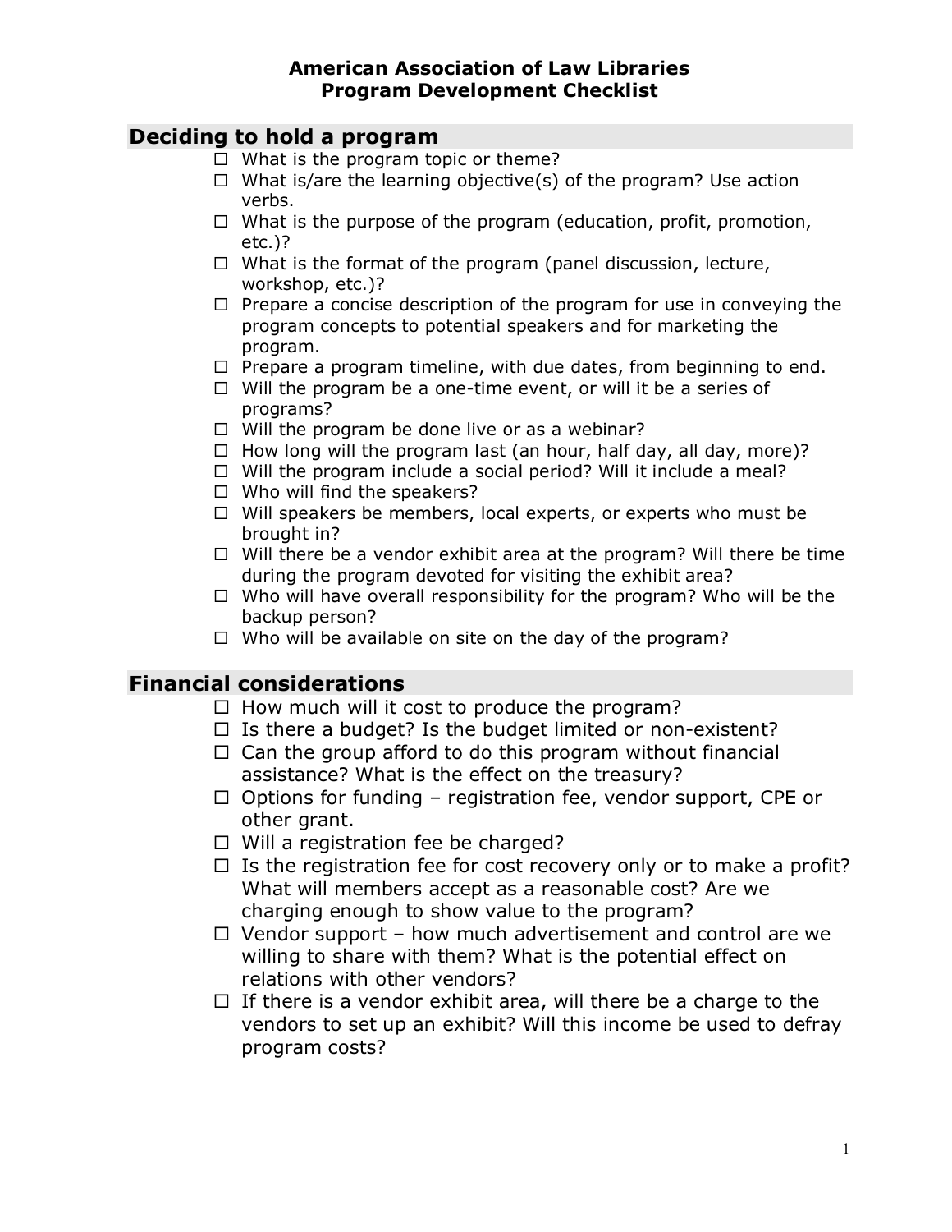# American Association of Law Libraries
# Program Development Checklist

## Deciding to hold a program

- ☐ What is the program topic or theme?
- ☐ What is/are the learning objective(s) of the program? Use action verbs.
- ☐ What is the purpose of the program (education, profit, promotion, etc.)?
- ☐ What is the format of the program (panel discussion, lecture, workshop, etc.)?
- ☐ Prepare a concise description of the program for use in conveying the program concepts to potential speakers and for marketing the program.
- ☐ Prepare a program timeline, with due dates, from beginning to end.
- ☐ Will the program be a one-time event, or will it be a series of programs?
- ☐ Will the program be done live or as a webinar?
- ☐ How long will the program last (an hour, half day, all day, more)?
- ☐ Will the program include a social period? Will it include a meal?
- ☐ Who will find the speakers?
- ☐ Will speakers be members, local experts, or experts who must be brought in?
- ☐ Will there be a vendor exhibit area at the program? Will there be time during the program devoted for visiting the exhibit area?
- ☐ Who will have overall responsibility for the program? Who will be the backup person?
- ☐ Who will be available on site on the day of the program?

## Financial considerations

- ☐ How much will it cost to produce the program?
- ☐ Is there a budget? Is the budget limited or non-existent?
- ☐ Can the group afford to do this program without financial assistance? What is the effect on the treasury?
- ☐ Options for funding – registration fee, vendor support, CPE or other grant.
- ☐ Will a registration fee be charged?
- ☐ Is the registration fee for cost recovery only or to make a profit? What will members accept as a reasonable cost? Are we charging enough to show value to the program?
- ☐ Vendor support – how much advertisement and control are we willing to share with them? What is the potential effect on relations with other vendors?
- ☐ If there is a vendor exhibit area, will there be a charge to the vendors to set up an exhibit? Will this income be used to defray program costs?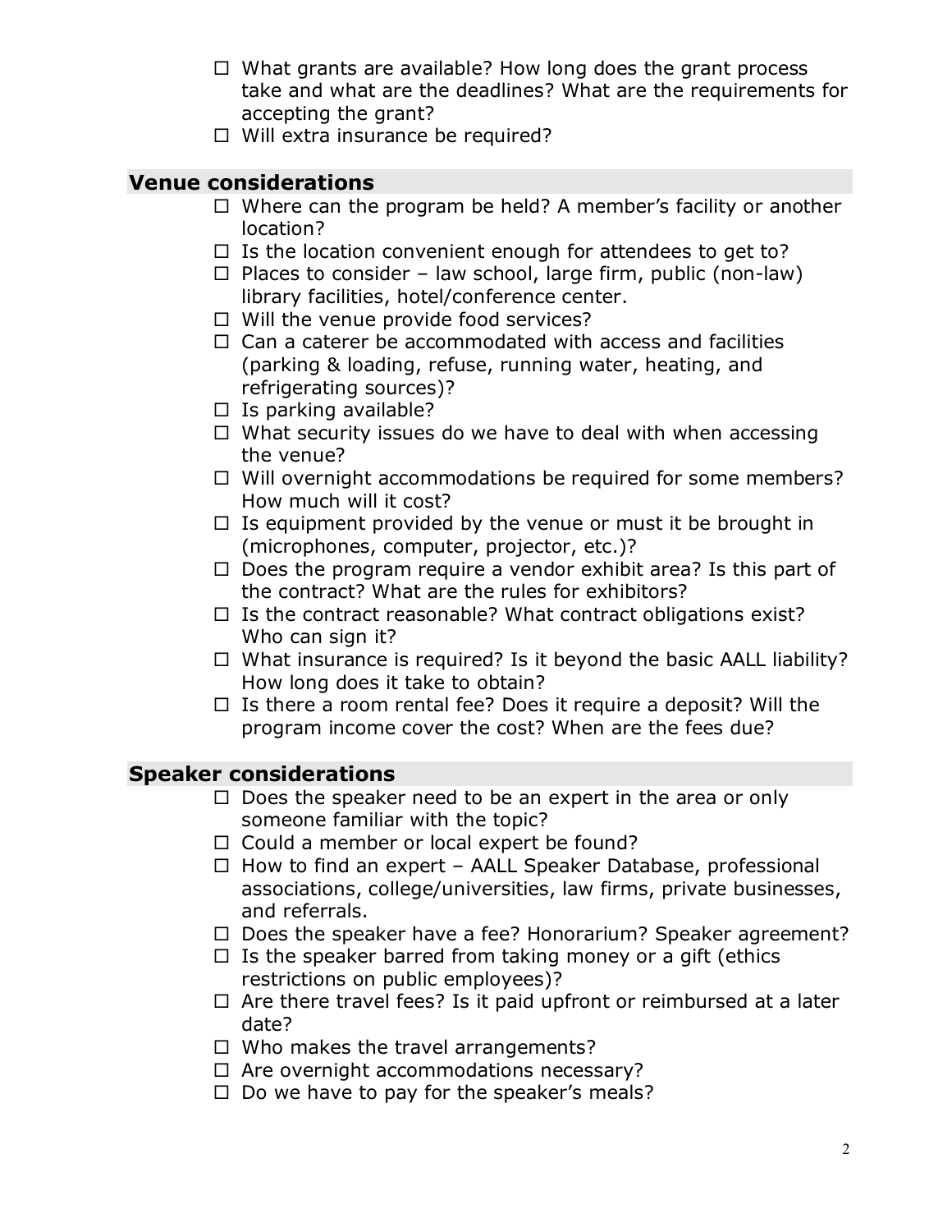- ☐ What grants are available? How long does the grant process take and what are the deadlines? What are the requirements for accepting the grant?
- ☐ Will extra insurance be required?

## Venue considerations

- ☐ Where can the program be held? A member's facility or another location?
- ☐ Is the location convenient enough for attendees to get to?
- ☐ Places to consider – law school, large firm, public (non-law) library facilities, hotel/conference center.
- ☐ Will the venue provide food services?
- ☐ Can a caterer be accommodated with access and facilities (parking & loading, refuse, running water, heating, and refrigerating sources)?
- ☐ Is parking available?
- ☐ What security issues do we have to deal with when accessing the venue?
- ☐ Will overnight accommodations be required for some members? How much will it cost?
- ☐ Is equipment provided by the venue or must it be brought in (microphones, computer, projector, etc.)?
- ☐ Does the program require a vendor exhibit area? Is this part of the contract? What are the rules for exhibitors?
- ☐ Is the contract reasonable? What contract obligations exist? Who can sign it?
- ☐ What insurance is required? Is it beyond the basic AALL liability? How long does it take to obtain?
- ☐ Is there a room rental fee? Does it require a deposit? Will the program income cover the cost? When are the fees due?

## Speaker considerations

- ☐ Does the speaker need to be an expert in the area or only someone familiar with the topic?
- ☐ Could a member or local expert be found?
- ☐ How to find an expert – AALL Speaker Database, professional associations, college/universities, law firms, private businesses, and referrals.
- ☐ Does the speaker have a fee? Honorarium? Speaker agreement?
- ☐ Is the speaker barred from taking money or a gift (ethics restrictions on public employees)?
- ☐ Are there travel fees? Is it paid upfront or reimbursed at a later date?
- ☐ Who makes the travel arrangements?
- ☐ Are overnight accommodations necessary?
- ☐ Do we have to pay for the speaker's meals?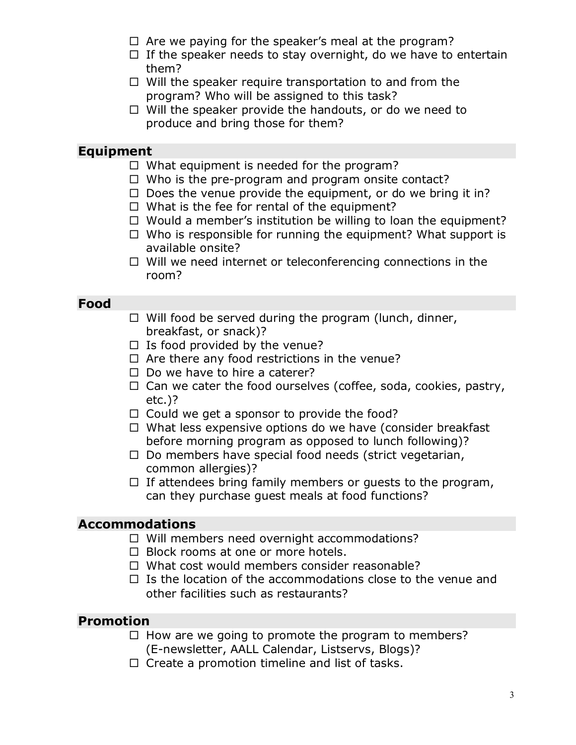- ☐ Are we paying for the speaker's meal at the program?
- ☐ If the speaker needs to stay overnight, do we have to entertain them?
- ☐ Will the speaker require transportation to and from the program? Who will be assigned to this task?
- ☐ Will the speaker provide the handouts, or do we need to produce and bring those for them?

## Equipment

- ☐ What equipment is needed for the program?
- ☐ Who is the pre-program and program onsite contact?
- ☐ Does the venue provide the equipment, or do we bring it in?
- ☐ What is the fee for rental of the equipment?
- ☐ Would a member's institution be willing to loan the equipment?
- ☐ Who is responsible for running the equipment? What support is available onsite?
- ☐ Will we need internet or teleconferencing connections in the room?

## Food

- ☐ Will food be served during the program (lunch, dinner, breakfast, or snack)?
- ☐ Is food provided by the venue?
- ☐ Are there any food restrictions in the venue?
- ☐ Do we have to hire a caterer?
- ☐ Can we cater the food ourselves (coffee, soda, cookies, pastry, etc.)?
- ☐ Could we get a sponsor to provide the food?
- ☐ What less expensive options do we have (consider breakfast before morning program as opposed to lunch following)?
- ☐ Do members have special food needs (strict vegetarian, common allergies)?
- ☐ If attendees bring family members or guests to the program, can they purchase guest meals at food functions?

## Accommodations

- ☐ Will members need overnight accommodations?
- ☐ Block rooms at one or more hotels.
- ☐ What cost would members consider reasonable?
- ☐ Is the location of the accommodations close to the venue and other facilities such as restaurants?

## Promotion

- ☐ How are we going to promote the program to members? (E-newsletter, AALL Calendar, Listservs, Blogs)?
- ☐ Create a promotion timeline and list of tasks.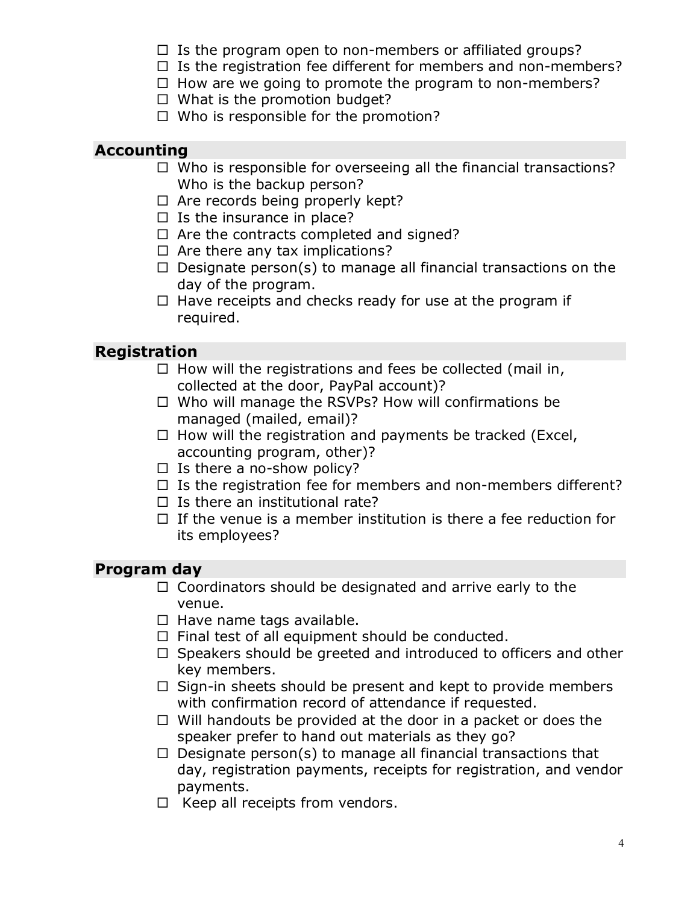- ☐ Is the program open to non-members or affiliated groups?
- ☐ Is the registration fee different for members and non-members?
- ☐ How are we going to promote the program to non-members?
- ☐ What is the promotion budget?
- ☐ Who is responsible for the promotion?

## Accounting

- ☐ Who is responsible for overseeing all the financial transactions? Who is the backup person?
- ☐ Are records being properly kept?
- ☐ Is the insurance in place?
- ☐ Are the contracts completed and signed?
- ☐ Are there any tax implications?
- ☐ Designate person(s) to manage all financial transactions on the day of the program.
- ☐ Have receipts and checks ready for use at the program if required.

## Registration

- ☐ How will the registrations and fees be collected (mail in, collected at the door, PayPal account)?
- ☐ Who will manage the RSVPs? How will confirmations be managed (mailed, email)?
- ☐ How will the registration and payments be tracked (Excel, accounting program, other)?
- ☐ Is there a no-show policy?
- ☐ Is the registration fee for members and non-members different?
- ☐ Is there an institutional rate?
- ☐ If the venue is a member institution is there a fee reduction for its employees?

## Program day

- ☐ Coordinators should be designated and arrive early to the venue.
- ☐ Have name tags available.
- ☐ Final test of all equipment should be conducted.
- ☐ Speakers should be greeted and introduced to officers and other key members.
- ☐ Sign-in sheets should be present and kept to provide members with confirmation record of attendance if requested.
- ☐ Will handouts be provided at the door in a packet or does the speaker prefer to hand out materials as they go?
- ☐ Designate person(s) to manage all financial transactions that day, registration payments, receipts for registration, and vendor payments.
- ☐ Keep all receipts from vendors.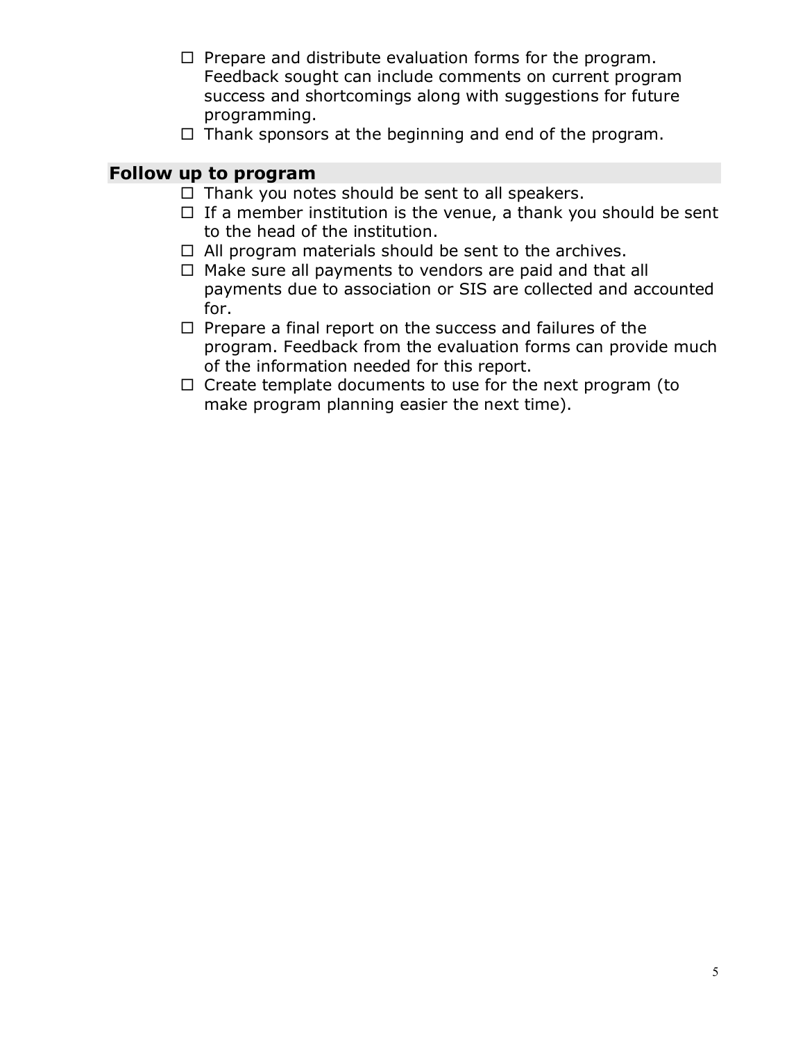- ☐ Prepare and distribute evaluation forms for the program. Feedback sought can include comments on current program success and shortcomings along with suggestions for future programming.
- ☐ Thank sponsors at the beginning and end of the program.

## Follow up to program

- ☐ Thank you notes should be sent to all speakers.
- ☐ If a member institution is the venue, a thank you should be sent to the head of the institution.
- ☐ All program materials should be sent to the archives.
- ☐ Make sure all payments to vendors are paid and that all payments due to association or SIS are collected and accounted for.
- ☐ Prepare a final report on the success and failures of the program. Feedback from the evaluation forms can provide much of the information needed for this report.
- ☐ Create template documents to use for the next program (to make program planning easier the next time).